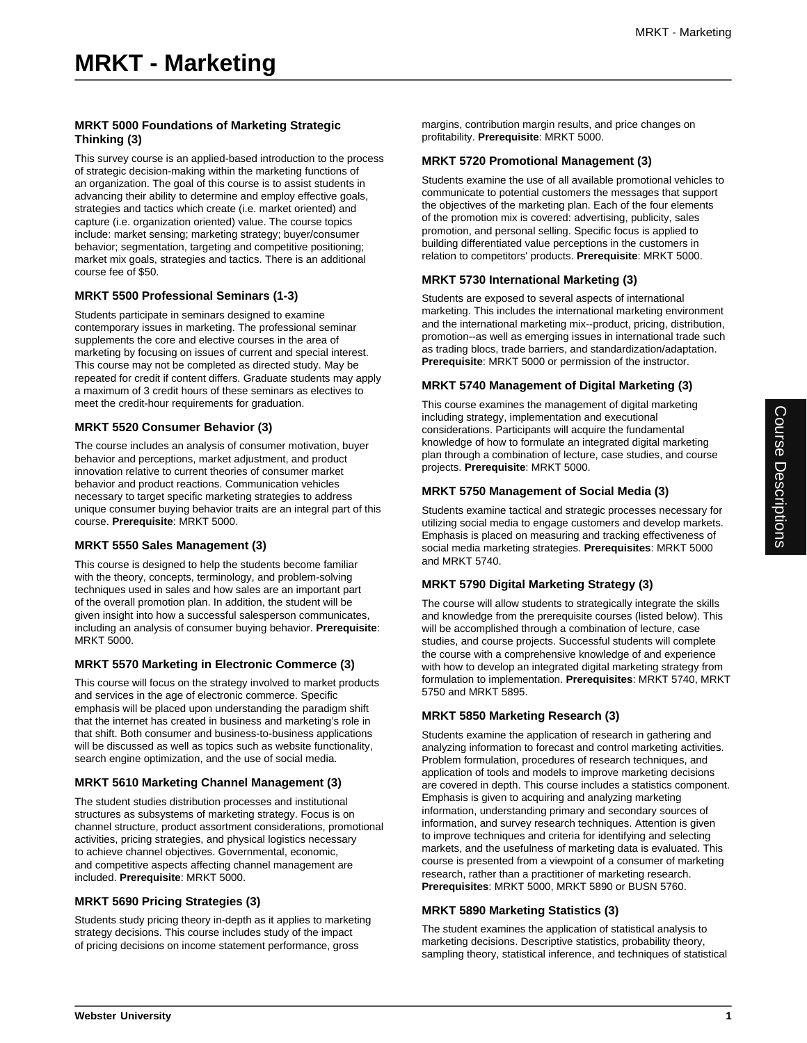# MRKT - Marketing

### MRKT 5000 Foundations of Marketing Strategic Thinking (3)

This survey course is an applied-based introduction to the process of strategic decision-making within the marketing functions of an organization. The goal of this course is to assist students in advancing their ability to determine and employ effective goals, strategies and tactics which create (i.e. market oriented) and capture (i.e. organization oriented) value. The course topics include: market sensing; marketing strategy; buyer/consumer behavior; segmentation, targeting and competitive positioning; market mix goals, strategies and tactics. There is an additional course fee of $50.

### MRKT 5500 Professional Seminars (1-3)

Students participate in seminars designed to examine contemporary issues in marketing. The professional seminar supplements the core and elective courses in the area of marketing by focusing on issues of current and special interest. This course may not be completed as directed study. May be repeated for credit if content differs. Graduate students may apply a maximum of 3 credit hours of these seminars as electives to meet the credit-hour requirements for graduation.

### MRKT 5520 Consumer Behavior (3)

The course includes an analysis of consumer motivation, buyer behavior and perceptions, market adjustment, and product innovation relative to current theories of consumer market behavior and product reactions. Communication vehicles necessary to target specific marketing strategies to address unique consumer buying behavior traits are an integral part of this course. **Prerequisite**: MRKT 5000.

### MRKT 5550 Sales Management (3)

This course is designed to help the students become familiar with the theory, concepts, terminology, and problem-solving techniques used in sales and how sales are an important part of the overall promotion plan. In addition, the student will be given insight into how a successful salesperson communicates, including an analysis of consumer buying behavior. **Prerequisite**: MRKT 5000.

### MRKT 5570 Marketing in Electronic Commerce (3)

This course will focus on the strategy involved to market products and services in the age of electronic commerce. Specific emphasis will be placed upon understanding the paradigm shift that the internet has created in business and marketing's role in that shift. Both consumer and business-to-business applications will be discussed as well as topics such as website functionality, search engine optimization, and the use of social media.

### MRKT 5610 Marketing Channel Management (3)

The student studies distribution processes and institutional structures as subsystems of marketing strategy. Focus is on channel structure, product assortment considerations, promotional activities, pricing strategies, and physical logistics necessary to achieve channel objectives. Governmental, economic, and competitive aspects affecting channel management are included. **Prerequisite**: MRKT 5000.

### MRKT 5690 Pricing Strategies (3)

Students study pricing theory in-depth as it applies to marketing strategy decisions. This course includes study of the impact of pricing decisions on income statement performance, gross margins, contribution margin results, and price changes on profitability. **Prerequisite**: MRKT 5000.

### MRKT 5720 Promotional Management (3)

Students examine the use of all available promotional vehicles to communicate to potential customers the messages that support the objectives of the marketing plan. Each of the four elements of the promotion mix is covered: advertising, publicity, sales promotion, and personal selling. Specific focus is applied to building differentiated value perceptions in the customers in relation to competitors' products. **Prerequisite**: MRKT 5000.

### MRKT 5730 International Marketing (3)

Students are exposed to several aspects of international marketing. This includes the international marketing environment and the international marketing mix--product, pricing, distribution, promotion--as well as emerging issues in international trade such as trading blocs, trade barriers, and standardization/adaptation. **Prerequisite**: MRKT 5000 or permission of the instructor.

### MRKT 5740 Management of Digital Marketing (3)

This course examines the management of digital marketing including strategy, implementation and executional considerations. Participants will acquire the fundamental knowledge of how to formulate an integrated digital marketing plan through a combination of lecture, case studies, and course projects. **Prerequisite**: MRKT 5000.

### MRKT 5750 Management of Social Media (3)

Students examine tactical and strategic processes necessary for utilizing social media to engage customers and develop markets. Emphasis is placed on measuring and tracking effectiveness of social media marketing strategies. **Prerequisites**: MRKT 5000 and MRKT 5740.

### MRKT 5790 Digital Marketing Strategy (3)

The course will allow students to strategically integrate the skills and knowledge from the prerequisite courses (listed below). This will be accomplished through a combination of lecture, case studies, and course projects. Successful students will complete the course with a comprehensive knowledge of and experience with how to develop an integrated digital marketing strategy from formulation to implementation. **Prerequisites**: MRKT 5740, MRKT 5750 and MRKT 5895.

### MRKT 5850 Marketing Research (3)

Students examine the application of research in gathering and analyzing information to forecast and control marketing activities. Problem formulation, procedures of research techniques, and application of tools and models to improve marketing decisions are covered in depth. This course includes a statistics component. Emphasis is given to acquiring and analyzing marketing information, understanding primary and secondary sources of information, and survey research techniques. Attention is given to improve techniques and criteria for identifying and selecting markets, and the usefulness of marketing data is evaluated. This course is presented from a viewpoint of a consumer of marketing research, rather than a practitioner of marketing research. **Prerequisites**: MRKT 5000, MRKT 5890 or BUSN 5760.

### MRKT 5890 Marketing Statistics (3)

The student examines the application of statistical analysis to marketing decisions. Descriptive statistics, probability theory, sampling theory, statistical inference, and techniques of statistical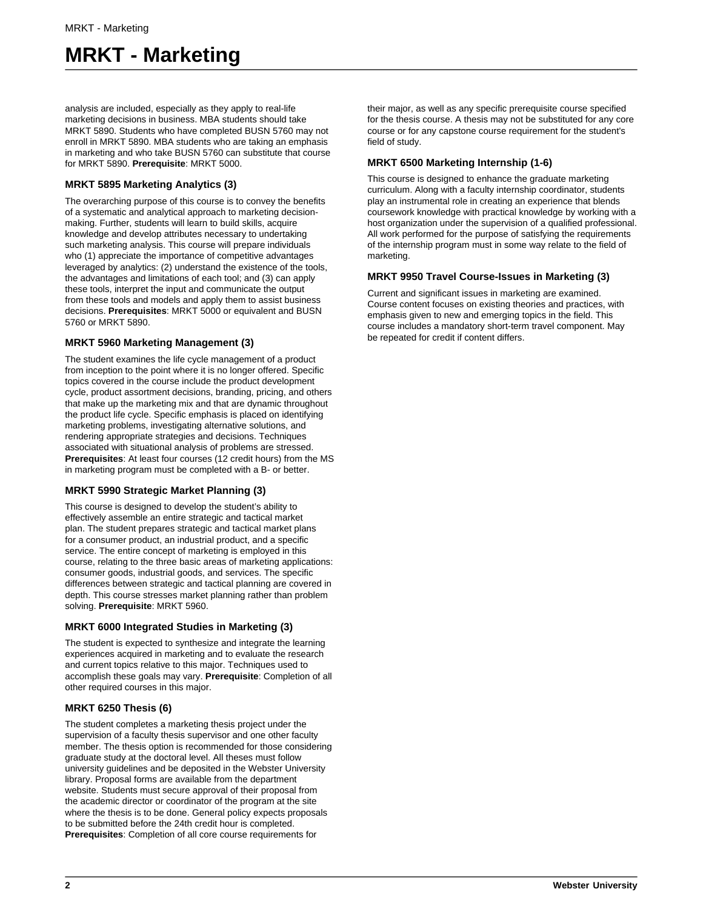analysis are included, especially as they apply to real-life marketing decisions in business. MBA students should take MRKT 5890. Students who have completed BUSN 5760 may not enroll in MRKT 5890. MBA students who are taking an emphasis in marketing and who take BUSN 5760 can substitute that course for MRKT 5890. **Prerequisite**: MRKT 5000.

### MRKT 5895 Marketing Analytics (3)

The overarching purpose of this course is to convey the benefits of a systematic and analytical approach to marketing decision-making. Further, students will learn to build skills, acquire knowledge and develop attributes necessary to undertaking such marketing analysis. This course will prepare individuals who (1) appreciate the importance of competitive advantages leveraged by analytics: (2) understand the existence of the tools, the advantages and limitations of each tool; and (3) can apply these tools, interpret the input and communicate the output from these tools and models and apply them to assist business decisions. **Prerequisites**: MRKT 5000 or equivalent and BUSN 5760 or MRKT 5890.

### MRKT 5960 Marketing Management (3)

The student examines the life cycle management of a product from inception to the point where it is no longer offered. Specific topics covered in the course include the product development cycle, product assortment decisions, branding, pricing, and others that make up the marketing mix and that are dynamic throughout the product life cycle. Specific emphasis is placed on identifying marketing problems, investigating alternative solutions, and rendering appropriate strategies and decisions. Techniques associated with situational analysis of problems are stressed. **Prerequisites**: At least four courses (12 credit hours) from the MS in marketing program must be completed with a B- or better.

### MRKT 5990 Strategic Market Planning (3)

This course is designed to develop the student's ability to effectively assemble an entire strategic and tactical market plan. The student prepares strategic and tactical market plans for a consumer product, an industrial product, and a specific service. The entire concept of marketing is employed in this course, relating to the three basic areas of marketing applications: consumer goods, industrial goods, and services. The specific differences between strategic and tactical planning are covered in depth. This course stresses market planning rather than problem solving. **Prerequisite**: MRKT 5960.

### MRKT 6000 Integrated Studies in Marketing (3)

The student is expected to synthesize and integrate the learning experiences acquired in marketing and to evaluate the research and current topics relative to this major. Techniques used to accomplish these goals may vary. **Prerequisite**: Completion of all other required courses in this major.

### MRKT 6250 Thesis (6)

The student completes a marketing thesis project under the supervision of a faculty thesis supervisor and one other faculty member. The thesis option is recommended for those considering graduate study at the doctoral level. All theses must follow university guidelines and be deposited in the Webster University library. Proposal forms are available from the department website. Students must secure approval of their proposal from the academic director or coordinator of the program at the site where the thesis is to be done. General policy expects proposals to be submitted before the 24th credit hour is completed. **Prerequisites**: Completion of all core course requirements for their major, as well as any specific prerequisite course specified for the thesis course. A thesis may not be substituted for any core course or for any capstone course requirement for the student's field of study.

### MRKT 6500 Marketing Internship (1-6)

This course is designed to enhance the graduate marketing curriculum. Along with a faculty internship coordinator, students play an instrumental role in creating an experience that blends coursework knowledge with practical knowledge by working with a host organization under the supervision of a qualified professional. All work performed for the purpose of satisfying the requirements of the internship program must in some way relate to the field of marketing.

### MRKT 9950 Travel Course-Issues in Marketing (3)

Current and significant issues in marketing are examined. Course content focuses on existing theories and practices, with emphasis given to new and emerging topics in the field. This course includes a mandatory short-term travel component. May be repeated for credit if content differs.